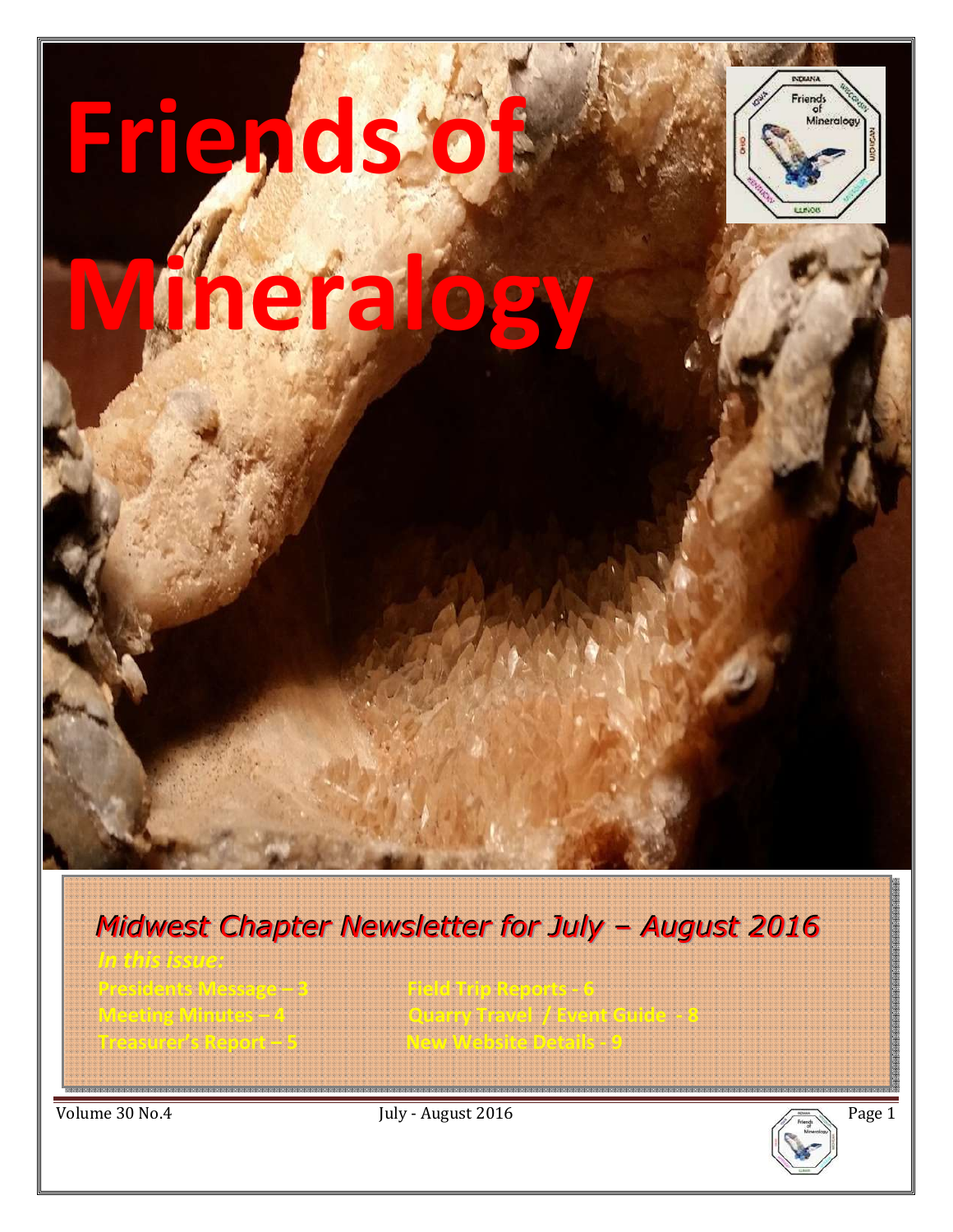# Friends of Mineralogy

## *Midwest Chapter Newsletter for July – August 2016*

***In this issue:***

**Presidents Message – 3**
**Meeting Minutes – 4**
**Treasurer's Report – 5**
**Field Trip Reports - 6**
**Quarry Travel / Event Guide - 8**
**New Website Details - 9**

Volume 30 No.4 July - August 2016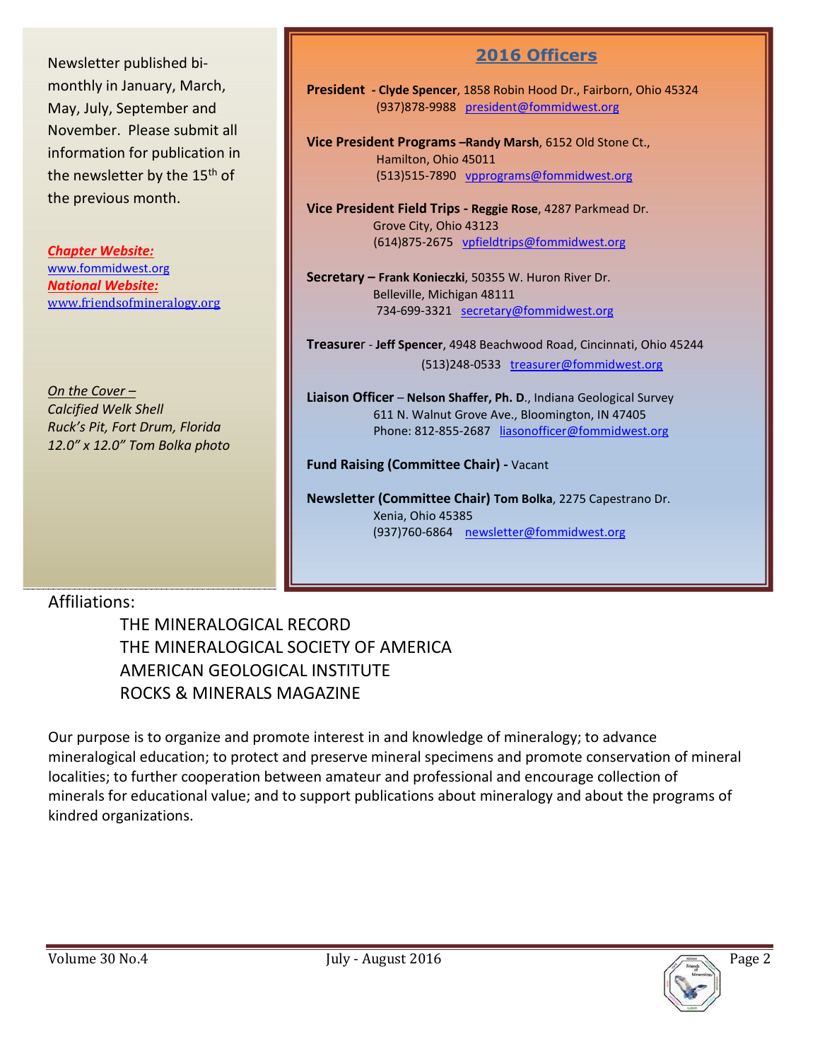Newsletter published bi-monthly in January, March, May, July, September and November. Please submit all information for publication in the newsletter by the 15th of the previous month.

***Chapter Website:***
www.fommidwest.org
***National Website:***
www.friendsofmineralogy.org

*On the Cover –*
*Calcified Welk Shell*
*Ruck's Pit, Fort Drum, Florida*
*12.0" x 12.0" Tom Bolka photo*

## 2016 Officers

**President - Clyde Spencer**, 1858 Robin Hood Dr., Fairborn, Ohio 45324
(937)878-9988 president@fommidwest.org

**Vice President Programs –Randy Marsh**, 6152 Old Stone Ct.,
Hamilton, Ohio 45011
(513)515-7890 vpprograms@fommidwest.org

**Vice President Field Trips - Reggie Rose**, 4287 Parkmead Dr.
Grove City, Ohio 43123
(614)875-2675 vpfieldtrips@fommidwest.org

**Secretary – Frank Konieczki**, 50355 W. Huron River Dr.
Belleville, Michigan 48111
734-699-3321 secretary@fommidwest.org

**Treasurer - Jeff Spencer**, 4948 Beachwood Road, Cincinnati, Ohio 45244
(513)248-0533 treasurer@fommidwest.org

**Liaison Officer – Nelson Shaffer, Ph. D.**, Indiana Geological Survey
611 N. Walnut Grove Ave., Bloomington, IN 47405
Phone: 812-855-2687 liasonofficer@fommidwest.org

**Fund Raising (Committee Chair) -** Vacant

**Newsletter (Committee Chair) Tom Bolka**, 2275 Capestrano Dr.
Xenia, Ohio 45385
(937)760-6864 newsletter@fommidwest.org

Affiliations:

THE MINERALOGICAL RECORD
THE MINERALOGICAL SOCIETY OF AMERICA
AMERICAN GEOLOGICAL INSTITUTE
ROCKS & MINERALS MAGAZINE

Our purpose is to organize and promote interest in and knowledge of mineralogy; to advance mineralogical education; to protect and preserve mineral specimens and promote conservation of mineral localities; to further cooperation between amateur and professional and encourage collection of minerals for educational value; and to support publications about mineralogy and about the programs of kindred organizations.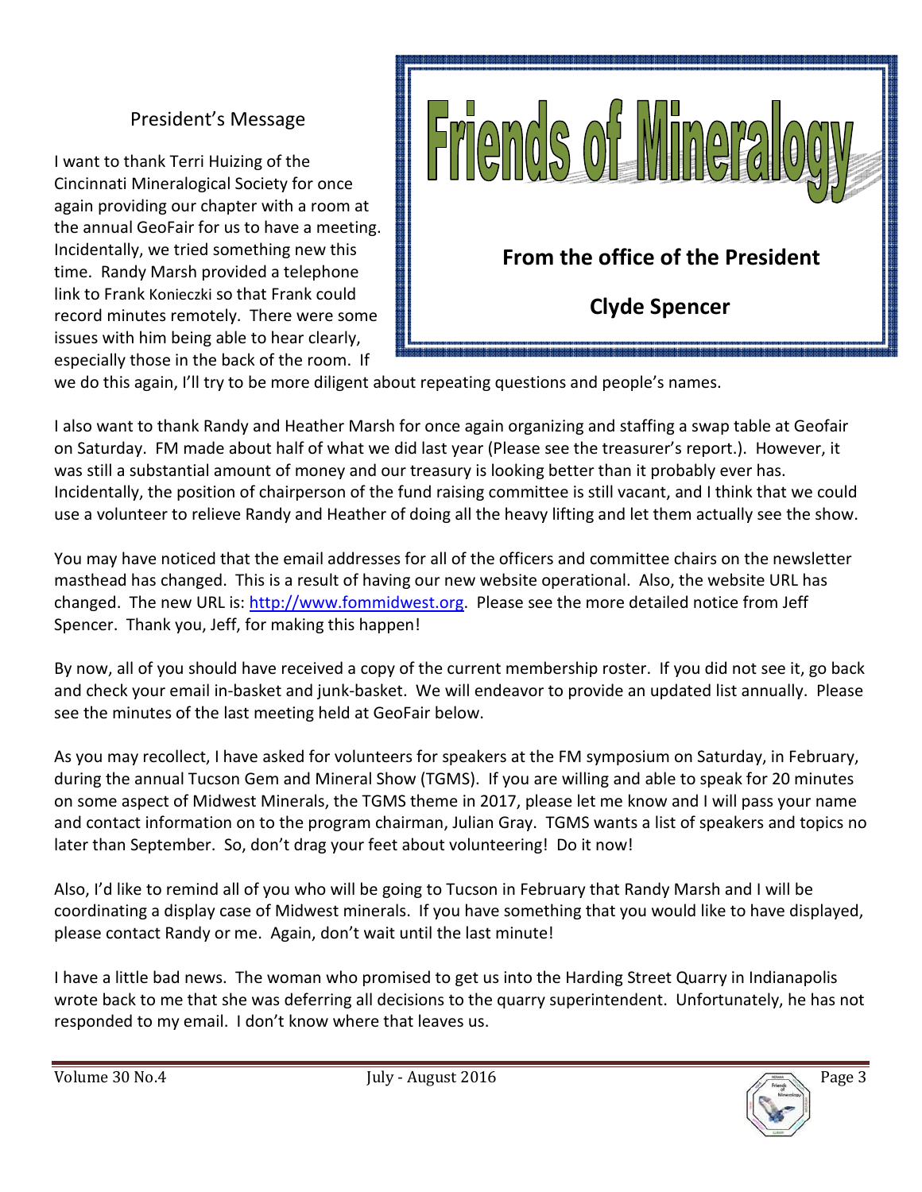## President's Message

**Friends of Mineralogy**

**From the office of the President**

**Clyde Spencer**

I want to thank Terri Huizing of the Cincinnati Mineralogical Society for once again providing our chapter with a room at the annual GeoFair for us to have a meeting. Incidentally, we tried something new this time. Randy Marsh provided a telephone link to Frank Konieczki so that Frank could record minutes remotely. There were some issues with him being able to hear clearly, especially those in the back of the room. If we do this again, I'll try to be more diligent about repeating questions and people's names.

I also want to thank Randy and Heather Marsh for once again organizing and staffing a swap table at Geofair on Saturday. FM made about half of what we did last year (Please see the treasurer's report.). However, it was still a substantial amount of money and our treasury is looking better than it probably ever has. Incidentally, the position of chairperson of the fund raising committee is still vacant, and I think that we could use a volunteer to relieve Randy and Heather of doing all the heavy lifting and let them actually see the show.

You may have noticed that the email addresses for all of the officers and committee chairs on the newsletter masthead has changed. This is a result of having our new website operational. Also, the website URL has changed. The new URL is: [http://www.fommidwest.org](http://www.fommidwest.org). Please see the more detailed notice from Jeff Spencer. Thank you, Jeff, for making this happen!

By now, all of you should have received a copy of the current membership roster. If you did not see it, go back and check your email in-basket and junk-basket. We will endeavor to provide an updated list annually. Please see the minutes of the last meeting held at GeoFair below.

As you may recollect, I have asked for volunteers for speakers at the FM symposium on Saturday, in February, during the annual Tucson Gem and Mineral Show (TGMS). If you are willing and able to speak for 20 minutes on some aspect of Midwest Minerals, the TGMS theme in 2017, please let me know and I will pass your name and contact information on to the program chairman, Julian Gray. TGMS wants a list of speakers and topics no later than September. So, don't drag your feet about volunteering! Do it now!

Also, I'd like to remind all of you who will be going to Tucson in February that Randy Marsh and I will be coordinating a display case of Midwest minerals. If you have something that you would like to have displayed, please contact Randy or me. Again, don't wait until the last minute!

I have a little bad news. The woman who promised to get us into the Harding Street Quarry in Indianapolis wrote back to me that she was deferring all decisions to the quarry superintendent. Unfortunately, he has not responded to my email. I don't know where that leaves us.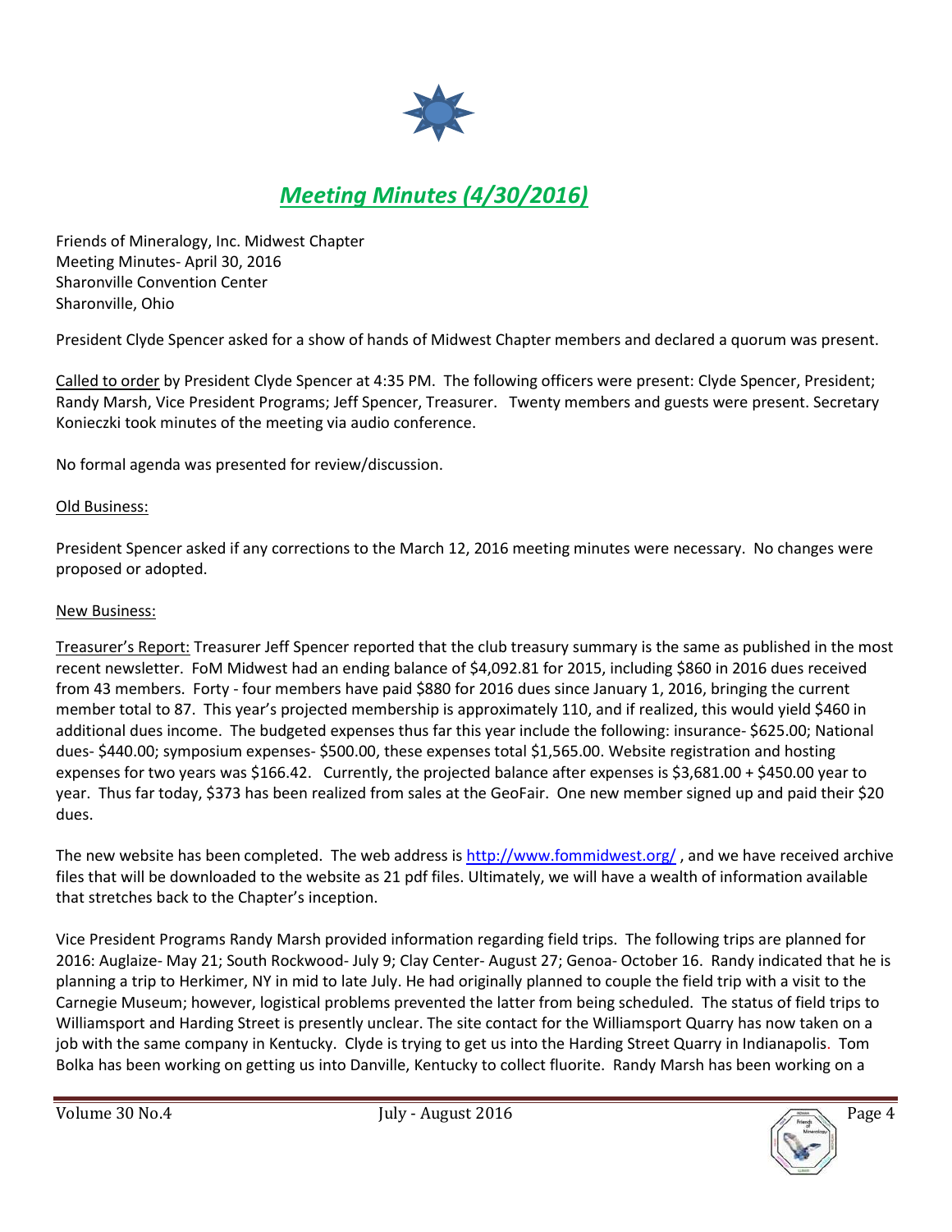# *Meeting Minutes (4/30/2016)*

Friends of Mineralogy, Inc. Midwest Chapter
Meeting Minutes- April 30, 2016
Sharonville Convention Center
Sharonville, Ohio

President Clyde Spencer asked for a show of hands of Midwest Chapter members and declared a quorum was present.

Called to order by President Clyde Spencer at 4:35 PM. The following officers were present: Clyde Spencer, President; Randy Marsh, Vice President Programs; Jeff Spencer, Treasurer. Twenty members and guests were present. Secretary Konieczki took minutes of the meeting via audio conference.

No formal agenda was presented for review/discussion.

Old Business:

President Spencer asked if any corrections to the March 12, 2016 meeting minutes were necessary. No changes were proposed or adopted.

New Business:

Treasurer's Report: Treasurer Jeff Spencer reported that the club treasury summary is the same as published in the most recent newsletter. FoM Midwest had an ending balance of $4,092.81 for 2015, including $860 in 2016 dues received from 43 members. Forty - four members have paid $880 for 2016 dues since January 1, 2016, bringing the current member total to 87. This year's projected membership is approximately 110, and if realized, this would yield $460 in additional dues income. The budgeted expenses thus far this year include the following: insurance- $625.00; National dues- $440.00; symposium expenses- $500.00, these expenses total $1,565.00. Website registration and hosting expenses for two years was $166.42. Currently, the projected balance after expenses is $3,681.00 + $450.00 year to year. Thus far today, $373 has been realized from sales at the GeoFair. One new member signed up and paid their $20 dues.

The new website has been completed. The web address is http://www.fommidwest.org/ , and we have received archive files that will be downloaded to the website as 21 pdf files. Ultimately, we will have a wealth of information available that stretches back to the Chapter's inception.

Vice President Programs Randy Marsh provided information regarding field trips. The following trips are planned for 2016: Auglaize- May 21; South Rockwood- July 9; Clay Center- August 27; Genoa- October 16. Randy indicated that he is planning a trip to Herkimer, NY in mid to late July. He had originally planned to couple the field trip with a visit to the Carnegie Museum; however, logistical problems prevented the latter from being scheduled. The status of field trips to Williamsport and Harding Street is presently unclear. The site contact for the Williamsport Quarry has now taken on a job with the same company in Kentucky. Clyde is trying to get us into the Harding Street Quarry in Indianapolis. Tom Bolka has been working on getting us into Danville, Kentucky to collect fluorite. Randy Marsh has been working on a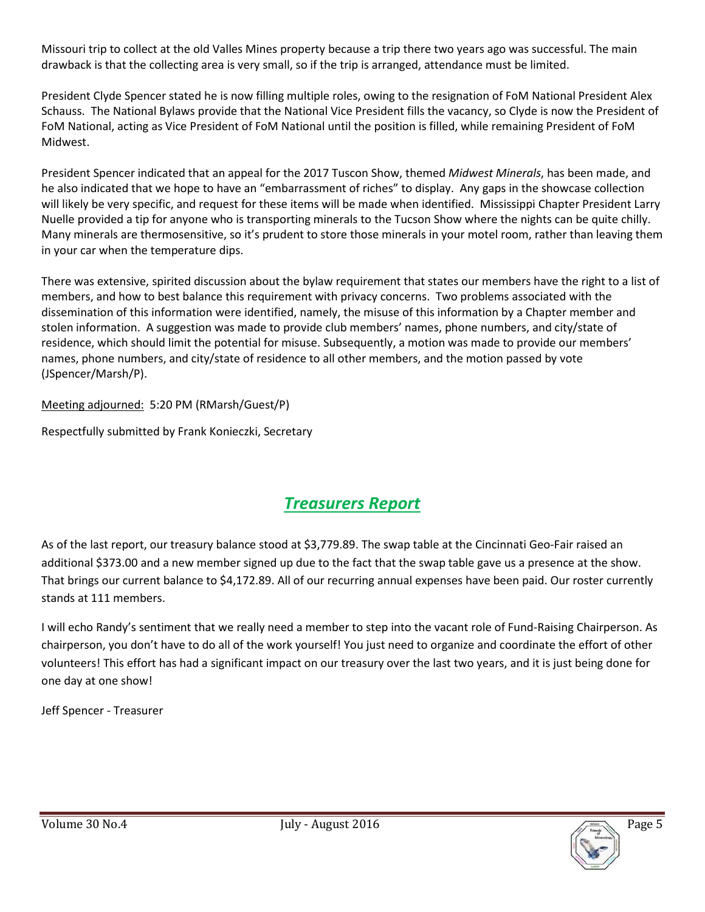Missouri trip to collect at the old Valles Mines property because a trip there two years ago was successful. The main drawback is that the collecting area is very small, so if the trip is arranged, attendance must be limited.

President Clyde Spencer stated he is now filling multiple roles, owing to the resignation of FoM National President Alex Schauss. The National Bylaws provide that the National Vice President fills the vacancy, so Clyde is now the President of FoM National, acting as Vice President of FoM National until the position is filled, while remaining President of FoM Midwest.

President Spencer indicated that an appeal for the 2017 Tuscon Show, themed *Midwest Minerals*, has been made, and he also indicated that we hope to have an "embarrassment of riches" to display. Any gaps in the showcase collection will likely be very specific, and request for these items will be made when identified. Mississippi Chapter President Larry Nuelle provided a tip for anyone who is transporting minerals to the Tucson Show where the nights can be quite chilly. Many minerals are thermosensitive, so it's prudent to store those minerals in your motel room, rather than leaving them in your car when the temperature dips.

There was extensive, spirited discussion about the bylaw requirement that states our members have the right to a list of members, and how to best balance this requirement with privacy concerns. Two problems associated with the dissemination of this information were identified, namely, the misuse of this information by a Chapter member and stolen information. A suggestion was made to provide club members' names, phone numbers, and city/state of residence, which should limit the potential for misuse. Subsequently, a motion was made to provide our members' names, phone numbers, and city/state of residence to all other members, and the motion passed by vote (JSpencer/Marsh/P).

Meeting adjourned: 5:20 PM (RMarsh/Guest/P)

Respectfully submitted by Frank Konieczki, Secretary

## ***Treasurers Report***

As of the last report, our treasury balance stood at $3,779.89. The swap table at the Cincinnati Geo-Fair raised an additional $373.00 and a new member signed up due to the fact that the swap table gave us a presence at the show. That brings our current balance to $4,172.89. All of our recurring annual expenses have been paid. Our roster currently stands at 111 members.

I will echo Randy's sentiment that we really need a member to step into the vacant role of Fund-Raising Chairperson. As chairperson, you don't have to do all of the work yourself! You just need to organize and coordinate the effort of other volunteers! This effort has had a significant impact on our treasury over the last two years, and it is just being done for one day at one show!

Jeff Spencer - Treasurer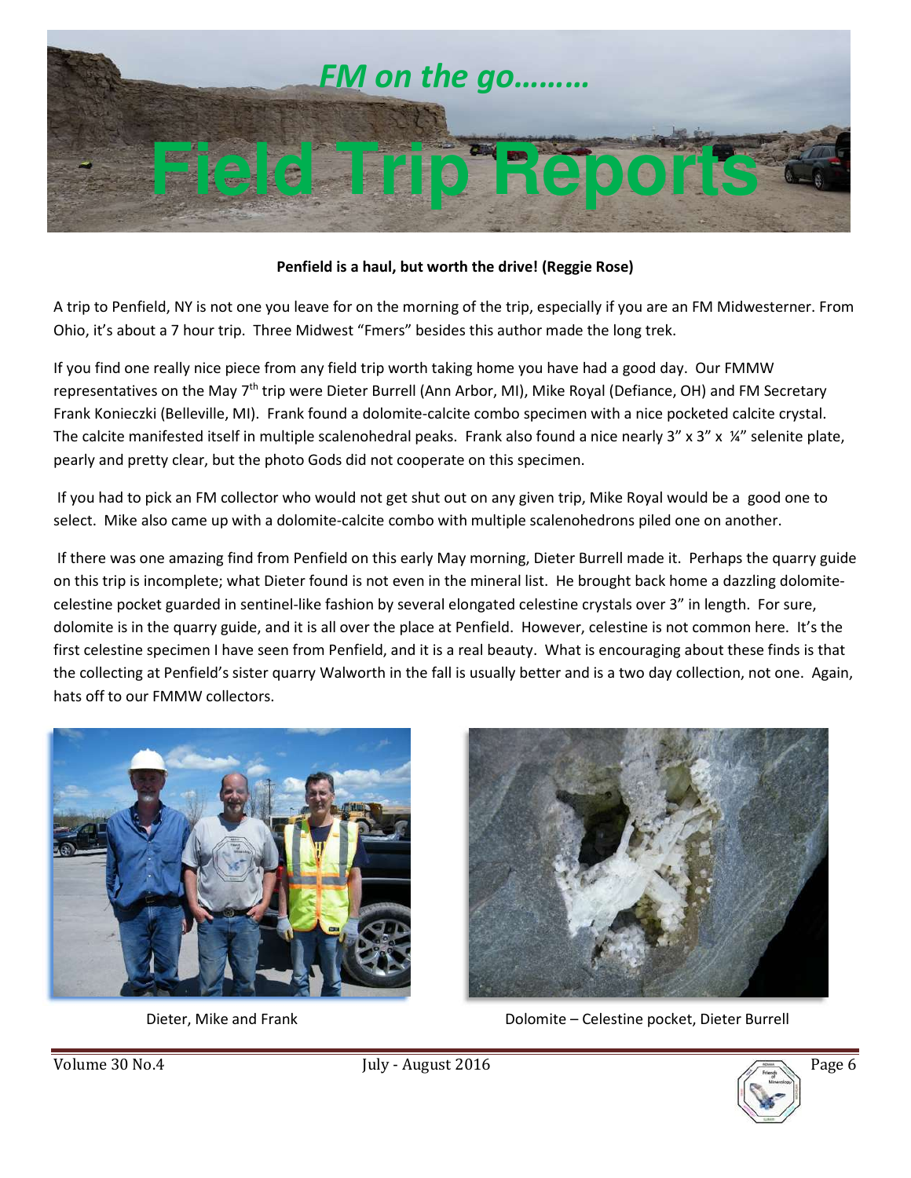# *FM on the go………*

# Field Trip Reports

**Penfield is a haul, but worth the drive! (Reggie Rose)**

A trip to Penfield, NY is not one you leave for on the morning of the trip, especially if you are an FM Midwesterner. From Ohio, it's about a 7 hour trip. Three Midwest "Fmers" besides this author made the long trek.

If you find one really nice piece from any field trip worth taking home you have had a good day. Our FMMW representatives on the May 7th trip were Dieter Burrell (Ann Arbor, MI), Mike Royal (Defiance, OH) and FM Secretary Frank Konieczki (Belleville, MI). Frank found a dolomite-calcite combo specimen with a nice pocketed calcite crystal. The calcite manifested itself in multiple scalenohedral peaks. Frank also found a nice nearly 3" x 3" x ¼" selenite plate, pearly and pretty clear, but the photo Gods did not cooperate on this specimen.

If you had to pick an FM collector who would not get shut out on any given trip, Mike Royal would be a good one to select. Mike also came up with a dolomite-calcite combo with multiple scalenohedrons piled one on another.

If there was one amazing find from Penfield on this early May morning, Dieter Burrell made it. Perhaps the quarry guide on this trip is incomplete; what Dieter found is not even in the mineral list. He brought back home a dazzling dolomite-celestine pocket guarded in sentinel-like fashion by several elongated celestine crystals over 3" in length. For sure, dolomite is in the quarry guide, and it is all over the place at Penfield. However, celestine is not common here. It's the first celestine specimen I have seen from Penfield, and it is a real beauty. What is encouraging about these finds is that the collecting at Penfield's sister quarry Walworth in the fall is usually better and is a two day collection, not one. Again, hats off to our FMMW collectors.

Dieter, Mike and Frank

Dolomite – Celestine pocket, Dieter Burrell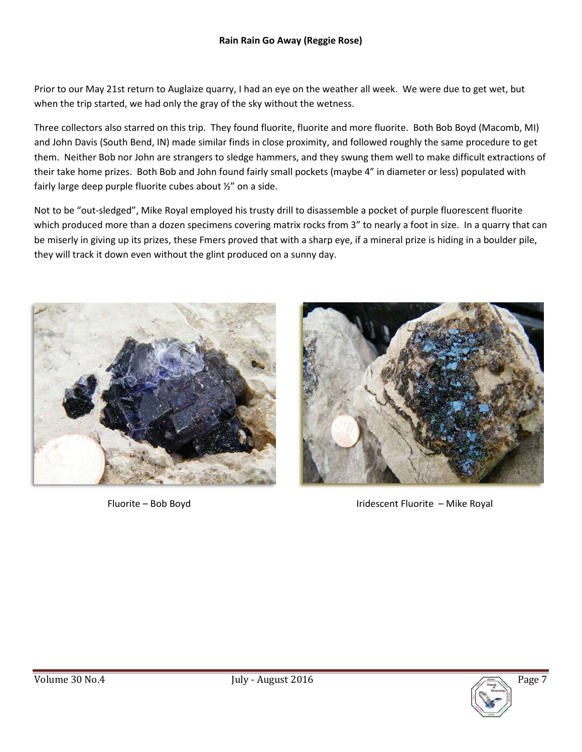## Rain Rain Go Away (Reggie Rose)

Prior to our May 21st return to Auglaize quarry, I had an eye on the weather all week. We were due to get wet, but when the trip started, we had only the gray of the sky without the wetness.

Three collectors also starred on this trip. They found fluorite, fluorite and more fluorite. Both Bob Boyd (Macomb, MI) and John Davis (South Bend, IN) made similar finds in close proximity, and followed roughly the same procedure to get them. Neither Bob nor John are strangers to sledge hammers, and they swung them well to make difficult extractions of their take home prizes. Both Bob and John found fairly small pockets (maybe 4" in diameter or less) populated with fairly large deep purple fluorite cubes about ½" on a side.

Not to be "out-sledged", Mike Royal employed his trusty drill to disassemble a pocket of purple fluorescent fluorite which produced more than a dozen specimens covering matrix rocks from 3" to nearly a foot in size. In a quarry that can be miserly in giving up its prizes, these Fmers proved that with a sharp eye, if a mineral prize is hiding in a boulder pile, they will track it down even without the glint produced on a sunny day.

Fluorite – Bob Boyd

Iridescent Fluorite – Mike Royal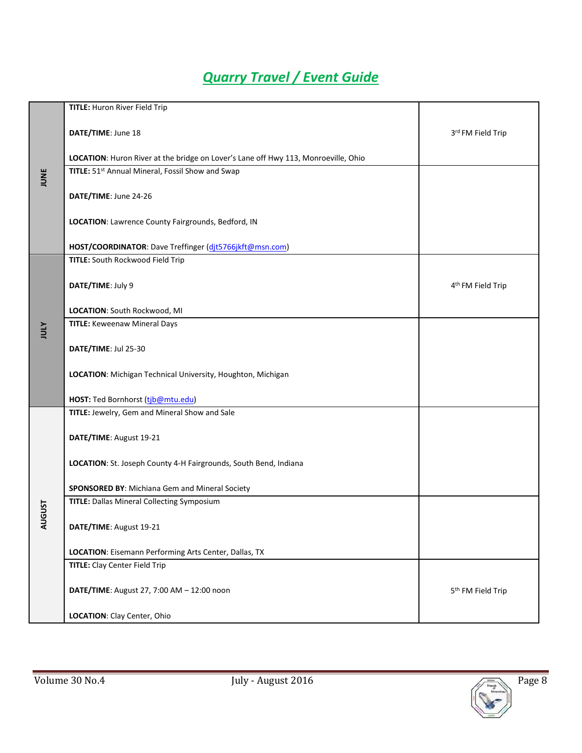## *Quarry Travel / Event Guide*

| Month | Event | Notes |
|---|---|---|
| JUNE | **TITLE:** Huron River Field Trip<br><br>**DATE/TIME**: June 18<br><br>**LOCATION**: Huron River at the bridge on Lover's Lane off Hwy 113, Monroeville, Ohio | 3rd FM Field Trip |
| JUNE | **TITLE:** 51st Annual Mineral, Fossil Show and Swap<br><br>**DATE/TIME**: June 24-26<br><br>**LOCATION**: Lawrence County Fairgrounds, Bedford, IN<br><br>**HOST/COORDINATOR**: Dave Treffinger (djt5766jkft@msn.com) | |
| JULY | **TITLE:** South Rockwood Field Trip<br><br>**DATE/TIME**: July 9<br><br>**LOCATION**: South Rockwood, MI | 4th FM Field Trip |
| JULY | **TITLE:** Keweenaw Mineral Days<br><br>**DATE/TIME**: Jul 25-30<br><br>**LOCATION**: Michigan Technical University, Houghton, Michigan<br><br>**HOST:** Ted Bornhorst (tjb@mtu.edu) | |
| AUGUST | **TITLE:** Jewelry, Gem and Mineral Show and Sale<br><br>**DATE/TIME**: August 19-21<br><br>**LOCATION**: St. Joseph County 4-H Fairgrounds, South Bend, Indiana<br><br>**SPONSORED BY**: Michiana Gem and Mineral Society | |
| AUGUST | **TITLE:** Dallas Mineral Collecting Symposium<br><br>**DATE/TIME**: August 19-21<br><br>**LOCATION**: Eisemann Performing Arts Center, Dallas, TX | |
| AUGUST | **TITLE:** Clay Center Field Trip<br><br>**DATE/TIME**: August 27, 7:00 AM – 12:00 noon<br><br>**LOCATION**: Clay Center, Ohio | 5th FM Field Trip |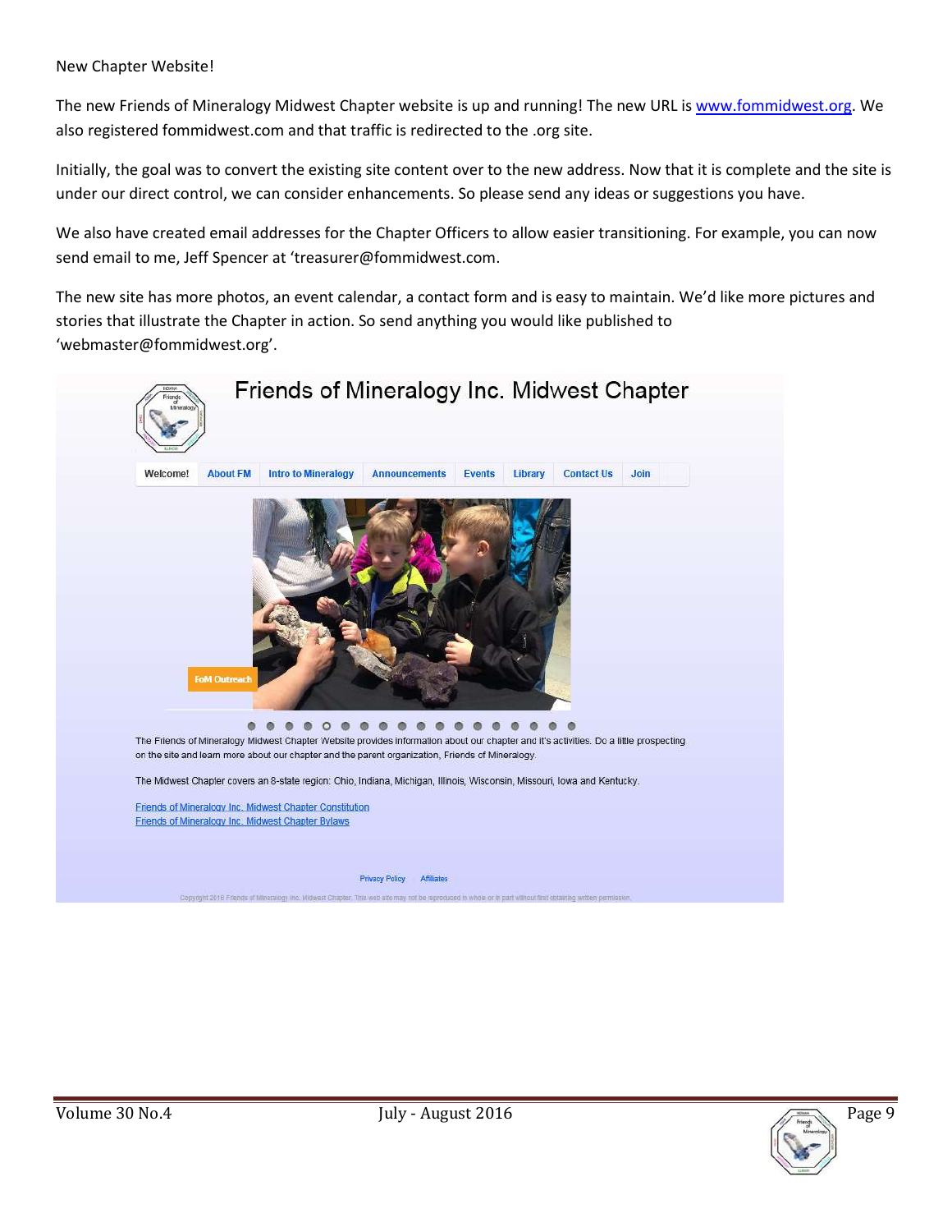New Chapter Website!

The new Friends of Mineralogy Midwest Chapter website is up and running! The new URL is www.fommidwest.org. We also registered fommidwest.com and that traffic is redirected to the .org site.

Initially, the goal was to convert the existing site content over to the new address. Now that it is complete and the site is under our direct control, we can consider enhancements. So please send any ideas or suggestions you have.

We also have created email addresses for the Chapter Officers to allow easier transitioning. For example, you can now send email to me, Jeff Spencer at 'treasurer@fommidwest.com.

The new site has more photos, an event calendar, a contact form and is easy to maintain. We'd like more pictures and stories that illustrate the Chapter in action. So send anything you would like published to 'webmaster@fommidwest.org'.

Friends of Mineralogy Inc. Midwest Chapter

Welcome! | About FM | Intro to Mineralogy | Announcements | Events | Library | Contact Us | Join

FoM Outreach

The Friends of Mineralogy Midwest Chapter Website provides information about our chapter and it's activities. Do a little prospecting on the site and learn more about our chapter and the parent organization, Friends of Mineralogy.

The Midwest Chapter covers an 8-state region: Ohio, Indiana, Michigan, Illinois, Wisconsin, Missouri, Iowa and Kentucky.

Friends of Mineralogy Inc. Midwest Chapter Constitution
Friends of Mineralogy Inc. Midwest Chapter Bylaws

Privacy Policy Affiliates

Copyright 2016 Friends of Mineralogy Inc. Midwest Chapter. This web site may not be reproduced in whole or in part without first obtaining written permission.